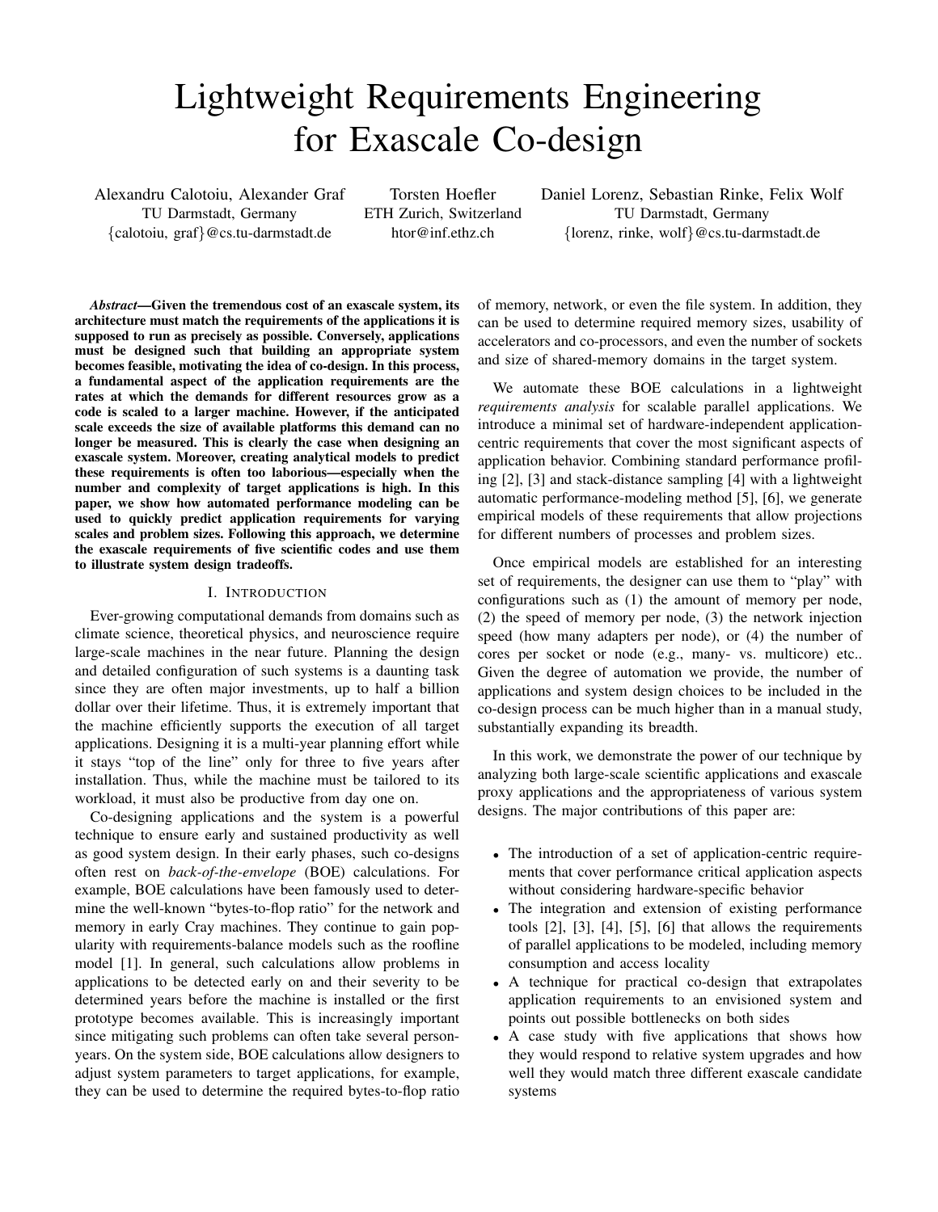# Lightweight Requirements Engineering for Exascale Co-design

Alexandru Calotoiu, Alexander Graf
TU Darmstadt, Germany
{calotoiu, graf}@cs.tu-darmstadt.de

Torsten Hoefler
ETH Zurich, Switzerland
htor@inf.ethz.ch

Daniel Lorenz, Sebastian Rinke, Felix Wolf
TU Darmstadt, Germany
{lorenz, rinke, wolf}@cs.tu-darmstadt.de

***Abstract*—Given the tremendous cost of an exascale system, its architecture must match the requirements of the applications it is supposed to run as precisely as possible. Conversely, applications must be designed such that building an appropriate system becomes feasible, motivating the idea of co-design. In this process, a fundamental aspect of the application requirements are the rates at which the demands for different resources grow as a code is scaled to a larger machine. However, if the anticipated scale exceeds the size of available platforms this demand can no longer be measured. This is clearly the case when designing an exascale system. Moreover, creating analytical models to predict these requirements is often too laborious—especially when the number and complexity of target applications is high. In this paper, we show how automated performance modeling can be used to quickly predict application requirements for varying scales and problem sizes. Following this approach, we determine the exascale requirements of five scientific codes and use them to illustrate system design tradeoffs.**

## I. Introduction

Ever-growing computational demands from domains such as climate science, theoretical physics, and neuroscience require large-scale machines in the near future. Planning the design and detailed configuration of such systems is a daunting task since they are often major investments, up to half a billion dollar over their lifetime. Thus, it is extremely important that the machine efficiently supports the execution of all target applications. Designing it is a multi-year planning effort while it stays "top of the line" only for three to five years after installation. Thus, while the machine must be tailored to its workload, it must also be productive from day one on.

Co-designing applications and the system is a powerful technique to ensure early and sustained productivity as well as good system design. In their early phases, such co-designs often rest on *back-of-the-envelope* (BOE) calculations. For example, BOE calculations have been famously used to determine the well-known "bytes-to-flop ratio" for the network and memory in early Cray machines. They continue to gain popularity with requirements-balance models such as the roofline model [1]. In general, such calculations allow problems in applications to be detected early on and their severity to be determined years before the machine is installed or the first prototype becomes available. This is increasingly important since mitigating such problems can often take several person-years. On the system side, BOE calculations allow designers to adjust system parameters to target applications, for example, they can be used to determine the required bytes-to-flop ratio of memory, network, or even the file system. In addition, they can be used to determine required memory sizes, usability of accelerators and co-processors, and even the number of sockets and size of shared-memory domains in the target system.

We automate these BOE calculations in a lightweight *requirements analysis* for scalable parallel applications. We introduce a minimal set of hardware-independent application-centric requirements that cover the most significant aspects of application behavior. Combining standard performance profiling [2], [3] and stack-distance sampling [4] with a lightweight automatic performance-modeling method [5], [6], we generate empirical models of these requirements that allow projections for different numbers of processes and problem sizes.

Once empirical models are established for an interesting set of requirements, the designer can use them to "play" with configurations such as (1) the amount of memory per node, (2) the speed of memory per node, (3) the network injection speed (how many adapters per node), or (4) the number of cores per socket or node (e.g., many- vs. multicore) etc.. Given the degree of automation we provide, the number of applications and system design choices to be included in the co-design process can be much higher than in a manual study, substantially expanding its breadth.

In this work, we demonstrate the power of our technique by analyzing both large-scale scientific applications and exascale proxy applications and the appropriateness of various system designs. The major contributions of this paper are:

- The introduction of a set of application-centric requirements that cover performance critical application aspects without considering hardware-specific behavior
- The integration and extension of existing performance tools [2], [3], [4], [5], [6] that allows the requirements of parallel applications to be modeled, including memory consumption and access locality
- A technique for practical co-design that extrapolates application requirements to an envisioned system and points out possible bottlenecks on both sides
- A case study with five applications that shows how they would respond to relative system upgrades and how well they would match three different exascale candidate systems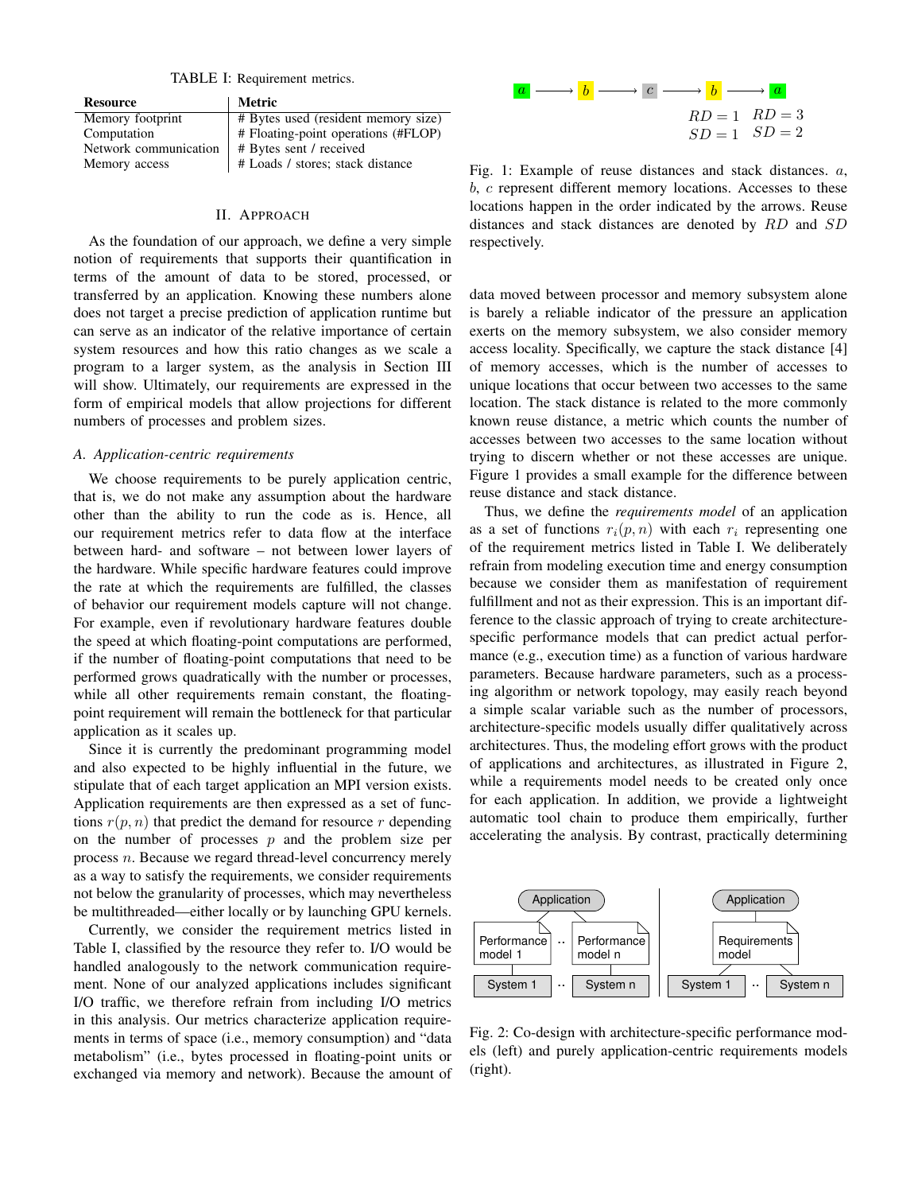TABLE I: Requirement metrics.

| Resource | Metric |
|---|---|
| Memory footprint | # Bytes used (resident memory size) |
| Computation | # Floating-point operations (#FLOP) |
| Network communication | # Bytes sent / received |
| Memory access | # Loads / stores; stack distance |

## II. Approach

As the foundation of our approach, we define a very simple notion of requirements that supports their quantification in terms of the amount of data to be stored, processed, or transferred by an application. Knowing these numbers alone does not target a precise prediction of application runtime but can serve as an indicator of the relative importance of certain system resources and how this ratio changes as we scale a program to a larger system, as the analysis in Section III will show. Ultimately, our requirements are expressed in the form of empirical models that allow projections for different numbers of processes and problem sizes.

### A. Application-centric requirements

We choose requirements to be purely application centric, that is, we do not make any assumption about the hardware other than the ability to run the code as is. Hence, all our requirement metrics refer to data flow at the interface between hard- and software – not between lower layers of the hardware. While specific hardware features could improve the rate at which the requirements are fulfilled, the classes of behavior our requirement models capture will not change. For example, even if revolutionary hardware features double the speed at which floating-point computations are performed, if the number of floating-point computations that need to be performed grows quadratically with the number or processes, while all other requirements remain constant, the floating-point requirement will remain the bottleneck for that particular application as it scales up.

Since it is currently the predominant programming model and also expected to be highly influential in the future, we stipulate that of each target application an MPI version exists. Application requirements are then expressed as a set of functions $r(p, n)$ that predict the demand for resource $r$ depending on the number of processes $p$ and the problem size per process $n$. Because we regard thread-level concurrency merely as a way to satisfy the requirements, we consider requirements not below the granularity of processes, which may nevertheless be multithreaded—either locally or by launching GPU kernels.

Currently, we consider the requirement metrics listed in Table I, classified by the resource they refer to. I/O would be handled analogously to the network communication requirement. None of our analyzed applications includes significant I/O traffic, we therefore refrain from including I/O metrics in this analysis. Our metrics characterize application requirements in terms of space (i.e., memory consumption) and "data metabolism" (i.e., bytes processed in floating-point units or exchanged via memory and network). Because the amount of data moved between processor and memory subsystem alone is barely a reliable indicator of the pressure an application exerts on the memory subsystem, we also consider memory access locality. Specifically, we capture the stack distance [4] of memory accesses, which is the number of accesses to unique locations that occur between two accesses to the same location. The stack distance is related to the more commonly known reuse distance, a metric which counts the number of accesses between two accesses to the same location without trying to discern whether or not these accesses are unique. Figure 1 provides a small example for the difference between reuse distance and stack distance.

a → b → c → b → a

$RD = 1$ $RD = 3$

$SD = 1$ $SD = 2$

Fig. 1: Example of reuse distances and stack distances. $a$, $b$, $c$ represent different memory locations. Accesses to these locations happen in the order indicated by the arrows. Reuse distances and stack distances are denoted by $RD$ and $SD$ respectively.

Thus, we define the *requirements model* of an application as a set of functions $r_i(p, n)$ with each $r_i$ representing one of the requirement metrics listed in Table I. We deliberately refrain from modeling execution time and energy consumption because we consider them as manifestation of requirement fulfillment and not as their expression. This is an important difference to the classic approach of trying to create architecture-specific performance models that can predict actual performance (e.g., execution time) as a function of various hardware parameters. Because hardware parameters, such as a processing algorithm or network topology, may easily reach beyond a simple scalar variable such as the number of processors, architecture-specific models usually differ qualitatively across architectures. Thus, the modeling effort grows with the product of applications and architectures, as illustrated in Figure 2, while a requirements model needs to be created only once for each application. In addition, we provide a lightweight automatic tool chain to produce them empirically, further accelerating the analysis. By contrast, practically determining

Application

Performance model 1 ·· Performance model n

System 1 ·· System n

Application

Requirements model

System 1 ·· System n

Fig. 2: Co-design with architecture-specific performance models (left) and purely application-centric requirements models (right).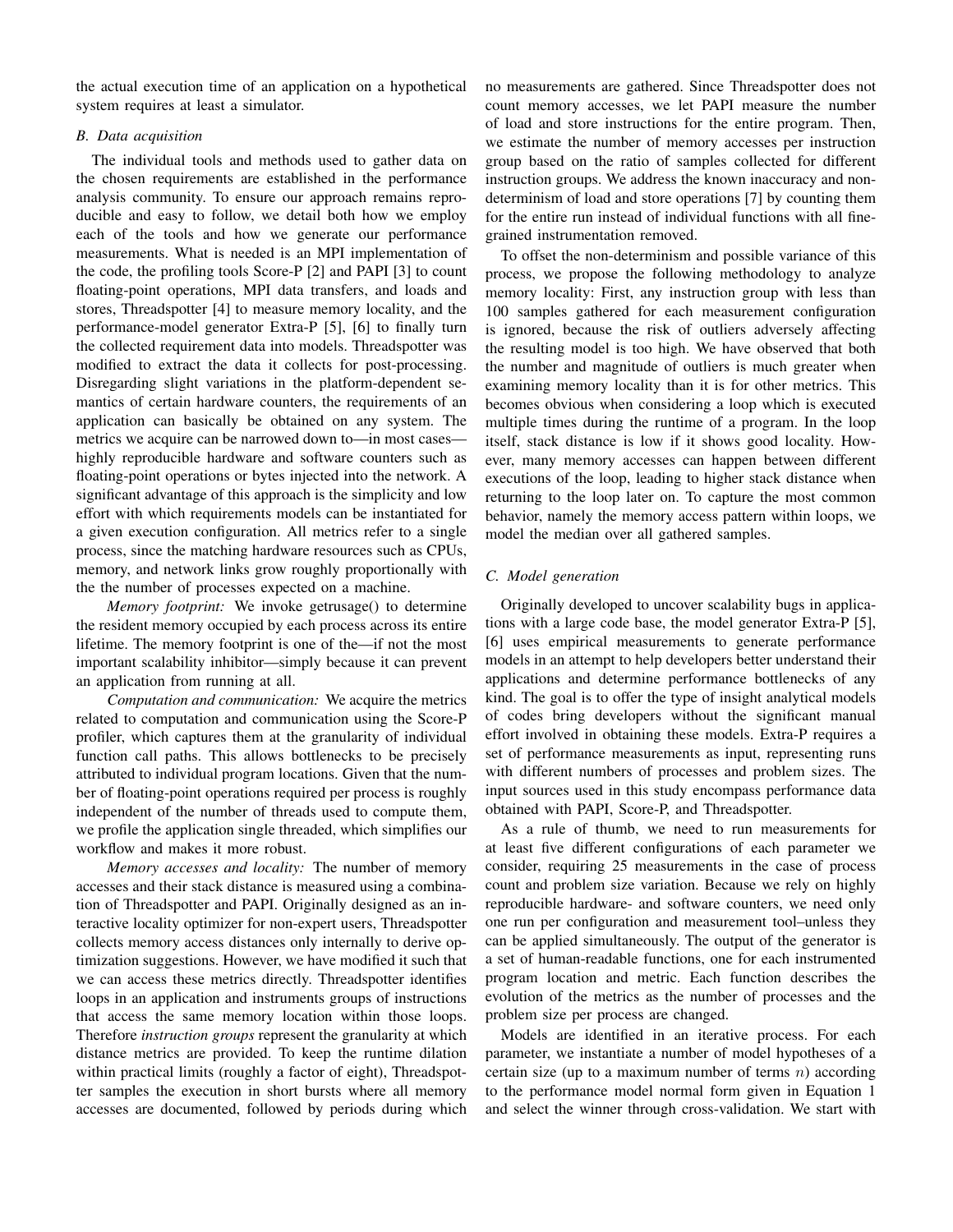the actual execution time of an application on a hypothetical system requires at least a simulator.

### B. Data acquisition

The individual tools and methods used to gather data on the chosen requirements are established in the performance analysis community. To ensure our approach remains reproducible and easy to follow, we detail both how we employ each of the tools and how we generate our performance measurements. What is needed is an MPI implementation of the code, the profiling tools Score-P [2] and PAPI [3] to count floating-point operations, MPI data transfers, and loads and stores, Threadspotter [4] to measure memory locality, and the performance-model generator Extra-P [5], [6] to finally turn the collected requirement data into models. Threadspotter was modified to extract the data it collects for post-processing. Disregarding slight variations in the platform-dependent semantics of certain hardware counters, the requirements of an application can basically be obtained on any system. The metrics we acquire can be narrowed down to—in most cases—highly reproducible hardware and software counters such as floating-point operations or bytes injected into the network. A significant advantage of this approach is the simplicity and low effort with which requirements models can be instantiated for a given execution configuration. All metrics refer to a single process, since the matching hardware resources such as CPUs, memory, and network links grow roughly proportionally with the the number of processes expected on a machine.

*Memory footprint:* We invoke getrusage() to determine the resident memory occupied by each process across its entire lifetime. The memory footprint is one of the—if not the most important scalability inhibitor—simply because it can prevent an application from running at all.

*Computation and communication:* We acquire the metrics related to computation and communication using the Score-P profiler, which captures them at the granularity of individual function call paths. This allows bottlenecks to be precisely attributed to individual program locations. Given that the number of floating-point operations required per process is roughly independent of the number of threads used to compute them, we profile the application single threaded, which simplifies our workflow and makes it more robust.

*Memory accesses and locality:* The number of memory accesses and their stack distance is measured using a combination of Threadspotter and PAPI. Originally designed as an interactive locality optimizer for non-expert users, Threadspotter collects memory access distances only internally to derive optimization suggestions. However, we have modified it such that we can access these metrics directly. Threadspotter identifies loops in an application and instruments groups of instructions that access the same memory location within those loops. Therefore *instruction groups* represent the granularity at which distance metrics are provided. To keep the runtime dilation within practical limits (roughly a factor of eight), Threadspotter samples the execution in short bursts where all memory accesses are documented, followed by periods during which no measurements are gathered. Since Threadspotter does not count memory accesses, we let PAPI measure the number of load and store instructions for the entire program. Then, we estimate the number of memory accesses per instruction group based on the ratio of samples collected for different instruction groups. We address the known inaccuracy and non-determinism of load and store operations [7] by counting them for the entire run instead of individual functions with all fine-grained instrumentation removed.

To offset the non-determinism and possible variance of this process, we propose the following methodology to analyze memory locality: First, any instruction group with less than 100 samples gathered for each measurement configuration is ignored, because the risk of outliers adversely affecting the resulting model is too high. We have observed that both the number and magnitude of outliers is much greater when examining memory locality than it is for other metrics. This becomes obvious when considering a loop which is executed multiple times during the runtime of a program. In the loop itself, stack distance is low if it shows good locality. However, many memory accesses can happen between different executions of the loop, leading to higher stack distance when returning to the loop later on. To capture the most common behavior, namely the memory access pattern within loops, we model the median over all gathered samples.

### C. Model generation

Originally developed to uncover scalability bugs in applications with a large code base, the model generator Extra-P [5], [6] uses empirical measurements to generate performance models in an attempt to help developers better understand their applications and determine performance bottlenecks of any kind. The goal is to offer the type of insight analytical models of codes bring developers without the significant manual effort involved in obtaining these models. Extra-P requires a set of performance measurements as input, representing runs with different numbers of processes and problem sizes. The input sources used in this study encompass performance data obtained with PAPI, Score-P, and Threadspotter.

As a rule of thumb, we need to run measurements for at least five different configurations of each parameter we consider, requiring 25 measurements in the case of process count and problem size variation. Because we rely on highly reproducible hardware- and software counters, we need only one run per configuration and measurement tool–unless they can be applied simultaneously. The output of the generator is a set of human-readable functions, one for each instrumented program location and metric. Each function describes the evolution of the metrics as the number of processes and the problem size per process are changed.

Models are identified in an iterative process. For each parameter, we instantiate a number of model hypotheses of a certain size (up to a maximum number of terms $n$) according to the performance model normal form given in Equation 1 and select the winner through cross-validation. We start with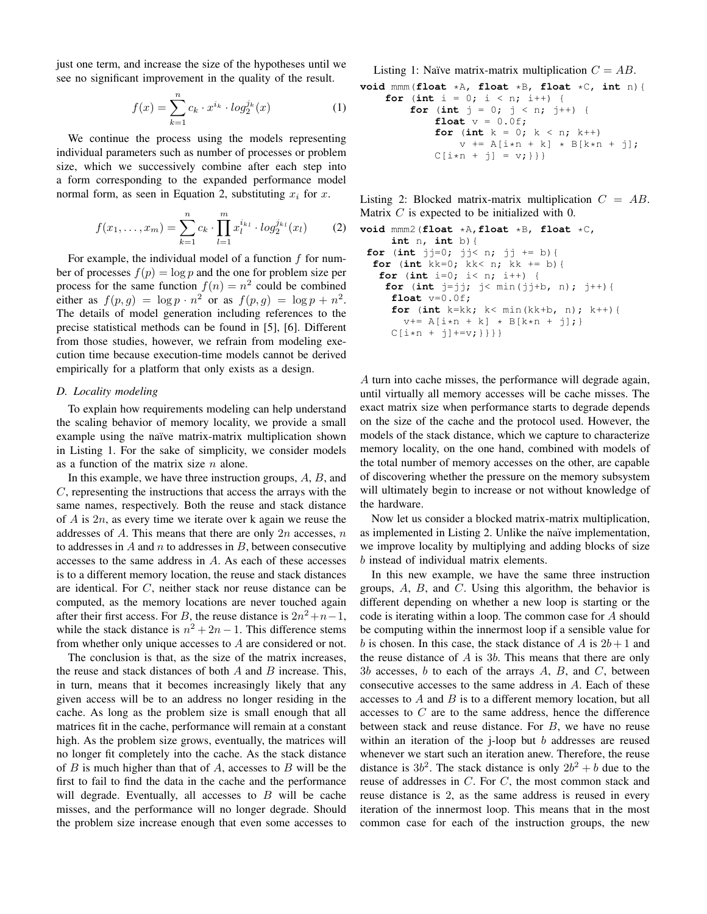just one term, and increase the size of the hypotheses until we see no significant improvement in the quality of the result.

$$f(x) = \sum_{k=1}^{n} c_k \cdot x^{i_k} \cdot log_2^{j_k}(x) \quad (1)$$

We continue the process using the models representing individual parameters such as number of processes or problem size, which we successively combine after each step into a form corresponding to the expanded performance model normal form, as seen in Equation 2, substituting $x_i$ for $x$.

$$f(x_1, \ldots, x_m) = \sum_{k=1}^{n} c_k \cdot \prod_{l=1}^{m} x_l^{i_{kl}} \cdot log_2^{j_{kl}}(x_l) \quad (2)$$

For example, the individual model of a function $f$ for number of processes $f(p) = \log p$ and the one for problem size per process for the same function $f(n) = n^2$ could be combined either as $f(p, g) = \log p \cdot n^2$ or as $f(p, g) = \log p + n^2$. The details of model generation including references to the precise statistical methods can be found in [5], [6]. Different from those studies, however, we refrain from modeling execution time because execution-time models cannot be derived empirically for a platform that only exists as a design.

### D. Locality modeling

To explain how requirements modeling can help understand the scaling behavior of memory locality, we provide a small example using the naïve matrix-matrix multiplication shown in Listing 1. For the sake of simplicity, we consider models as a function of the matrix size $n$ alone.

In this example, we have three instruction groups, $A$, $B$, and $C$, representing the instructions that access the arrays with the same names, respectively. Both the reuse and stack distance of $A$ is $2n$, as every time we iterate over k again we reuse the addresses of $A$. This means that there are only $2n$ accesses, $n$ to addresses in $A$ and $n$ to addresses in $B$, between consecutive accesses to the same address in $A$. As each of these accesses is to a different memory location, the reuse and stack distances are identical. For $C$, neither stack nor reuse distance can be computed, as the memory locations are never touched again after their first access. For $B$, the reuse distance is $2n^2+n-1$, while the stack distance is $n^2+2n-1$. This difference stems from whether only unique accesses to $A$ are considered or not.

The conclusion is that, as the size of the matrix increases, the reuse and stack distances of both $A$ and $B$ increase. This, in turn, means that it becomes increasingly likely that any given access will be to an address no longer residing in the cache. As long as the problem size is small enough that all matrices fit in the cache, performance will remain at a constant high. As the problem size grows, eventually, the matrices will no longer fit completely into the cache. As the stack distance of $B$ is much higher than that of $A$, accesses to $B$ will be the first to fail to find the data in the cache and the performance will degrade. Eventually, all accesses to $B$ will be cache misses, and the performance will no longer degrade. Should the problem size increase enough that even some accesses to

Listing 1: Naïve matrix-matrix multiplication $C = AB$.

```
void mmm(float *A, float *B, float *C, int n){
    for (int i = 0; i < n; i++) {
        for (int j = 0; j < n; j++) {
            float v = 0.0f;
            for (int k = 0; k < n; k++)
                v += A[i*n + k] * B[k*n + j];
            C[i*n + j] = v;}}}
```

Listing 2: Blocked matrix-matrix multiplication $C = AB$. Matrix $C$ is expected to be initialized with 0.

```
void mmm2(float *A,float *B, float *C,
    int n, int b){
 for (int jj=0; jj< n; jj += b){
  for (int kk=0; kk< n; kk += b){
   for (int i=0; i< n; i++) {
    for (int j=jj; j< min(jj+b, n); j++){
     float v=0.0f;
     for (int k=kk; k< min(kk+b, n); k++){
       v+= A[i*n + k] * B[k*n + j];}
     C[i*n + j]+=v;}}}}
```

$A$ turn into cache misses, the performance will degrade again, until virtually all memory accesses will be cache misses. The exact matrix size when performance starts to degrade depends on the size of the cache and the protocol used. However, the models of the stack distance, which we capture to characterize memory locality, on the one hand, combined with models of the total number of memory accesses on the other, are capable of discovering whether the pressure on the memory subsystem will ultimately begin to increase or not without knowledge of the hardware.

Now let us consider a blocked matrix-matrix multiplication, as implemented in Listing 2. Unlike the naïve implementation, we improve locality by multiplying and adding blocks of size $b$ instead of individual matrix elements.

In this new example, we have the same three instruction groups, $A$, $B$, and $C$. Using this algorithm, the behavior is different depending on whether a new loop is starting or the code is iterating within a loop. The common case for $A$ should be computing within the innermost loop if a sensible value for $b$ is chosen. In this case, the stack distance of $A$ is $2b+1$ and the reuse distance of $A$ is $3b$. This means that there are only $3b$ accesses, $b$ to each of the arrays $A$, $B$, and $C$, between consecutive accesses to the same address in $A$. Each of these accesses to $A$ and $B$ is to a different memory location, but all accesses to $C$ are to the same address, hence the difference between stack and reuse distance. For $B$, we have no reuse within an iteration of the j-loop but $b$ addresses are reused whenever we start such an iteration anew. Therefore, the reuse distance is $3b^2$. The stack distance is only $2b^2 + b$ due to the reuse of addresses in $C$. For $C$, the most common stack and reuse distance is 2, as the same address is reused in every iteration of the innermost loop. This means that in the most common case for each of the instruction groups, the new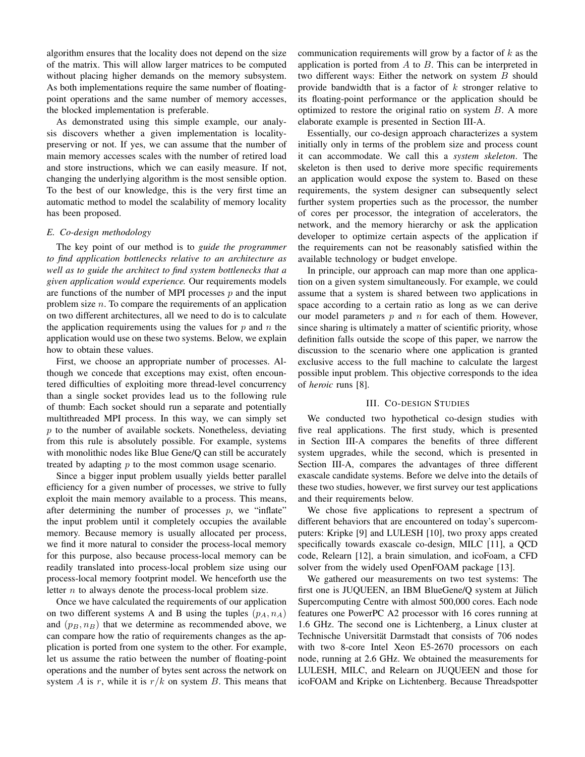algorithm ensures that the locality does not depend on the size of the matrix. This will allow larger matrices to be computed without placing higher demands on the memory subsystem. As both implementations require the same number of floating-point operations and the same number of memory accesses, the blocked implementation is preferable.

As demonstrated using this simple example, our analysis discovers whether a given implementation is locality-preserving or not. If yes, we can assume that the number of main memory accesses scales with the number of retired load and store instructions, which we can easily measure. If not, changing the underlying algorithm is the most sensible option. To the best of our knowledge, this is the very first time an automatic method to model the scalability of memory locality has been proposed.

### *E. Co-design methodology*

The key point of our method is to *guide the programmer to find application bottlenecks relative to an architecture as well as to guide the architect to find system bottlenecks that a given application would experience.* Our requirements models are functions of the number of MPI processes $p$ and the input problem size $n$. To compare the requirements of an application on two different architectures, all we need to do is to calculate the application requirements using the values for $p$ and $n$ the application would use on these two systems. Below, we explain how to obtain these values.

First, we choose an appropriate number of processes. Although we concede that exceptions may exist, often encountered difficulties of exploiting more thread-level concurrency than a single socket provides lead us to the following rule of thumb: Each socket should run a separate and potentially multithreaded MPI process. In this way, we can simply set $p$ to the number of available sockets. Nonetheless, deviating from this rule is absolutely possible. For example, systems with monolithic nodes like Blue Gene/Q can still be accurately treated by adapting $p$ to the most common usage scenario.

Since a bigger input problem usually yields better parallel efficiency for a given number of processes, we strive to fully exploit the main memory available to a process. This means, after determining the number of processes $p$, we "inflate" the input problem until it completely occupies the available memory. Because memory is usually allocated per process, we find it more natural to consider the process-local memory for this purpose, also because process-local memory can be readily translated into process-local problem size using our process-local memory footprint model. We henceforth use the letter $n$ to always denote the process-local problem size.

Once we have calculated the requirements of our application on two different systems A and B using the tuples $(p_A, n_A)$ and $(p_B, n_B)$ that we determine as recommended above, we can compare how the ratio of requirements changes as the application is ported from one system to the other. For example, let us assume the ratio between the number of floating-point operations and the number of bytes sent across the network on system $A$ is $r$, while it is $r/k$ on system $B$. This means that communication requirements will grow by a factor of $k$ as the application is ported from $A$ to $B$. This can be interpreted in two different ways: Either the network on system $B$ should provide bandwidth that is a factor of $k$ stronger relative to its floating-point performance or the application should be optimized to restore the original ratio on system $B$. A more elaborate example is presented in Section III-A.

Essentially, our co-design approach characterizes a system initially only in terms of the problem size and process count it can accommodate. We call this a *system skeleton*. The skeleton is then used to derive more specific requirements an application would expose the system to. Based on these requirements, the system designer can subsequently select further system properties such as the processor, the number of cores per processor, the integration of accelerators, the network, and the memory hierarchy or ask the application developer to optimize certain aspects of the application if the requirements can not be reasonably satisfied within the available technology or budget envelope.

In principle, our approach can map more than one application on a given system simultaneously. For example, we could assume that a system is shared between two applications in space according to a certain ratio as long as we can derive our model parameters $p$ and $n$ for each of them. However, since sharing is ultimately a matter of scientific priority, whose definition falls outside the scope of this paper, we narrow the discussion to the scenario where one application is granted exclusive access to the full machine to calculate the largest possible input problem. This objective corresponds to the idea of *heroic* runs [8].

## III. Co-design Studies

We conducted two hypothetical co-design studies with five real applications. The first study, which is presented in Section III-A compares the benefits of three different system upgrades, while the second, which is presented in Section III-A, compares the advantages of three different exascale candidate systems. Before we delve into the details of these two studies, however, we first survey our test applications and their requirements below.

We chose five applications to represent a spectrum of different behaviors that are encountered on today's supercomputers: Kripke [9] and LULESH [10], two proxy apps created specifically towards exascale co-design, MILC [11], a QCD code, Relearn [12], a brain simulation, and icoFoam, a CFD solver from the widely used OpenFOAM package [13].

We gathered our measurements on two test systems: The first one is JUQUEEN, an IBM BlueGene/Q system at Jülich Supercomputing Centre with almost 500,000 cores. Each node features one PowerPC A2 processor with 16 cores running at 1.6 GHz. The second one is Lichtenberg, a Linux cluster at Technische Universität Darmstadt that consists of 706 nodes with two 8-core Intel Xeon E5-2670 processors on each node, running at 2.6 GHz. We obtained the measurements for LULESH, MILC, and Relearn on JUQUEEN and those for icoFOAM and Kripke on Lichtenberg. Because Threadspotter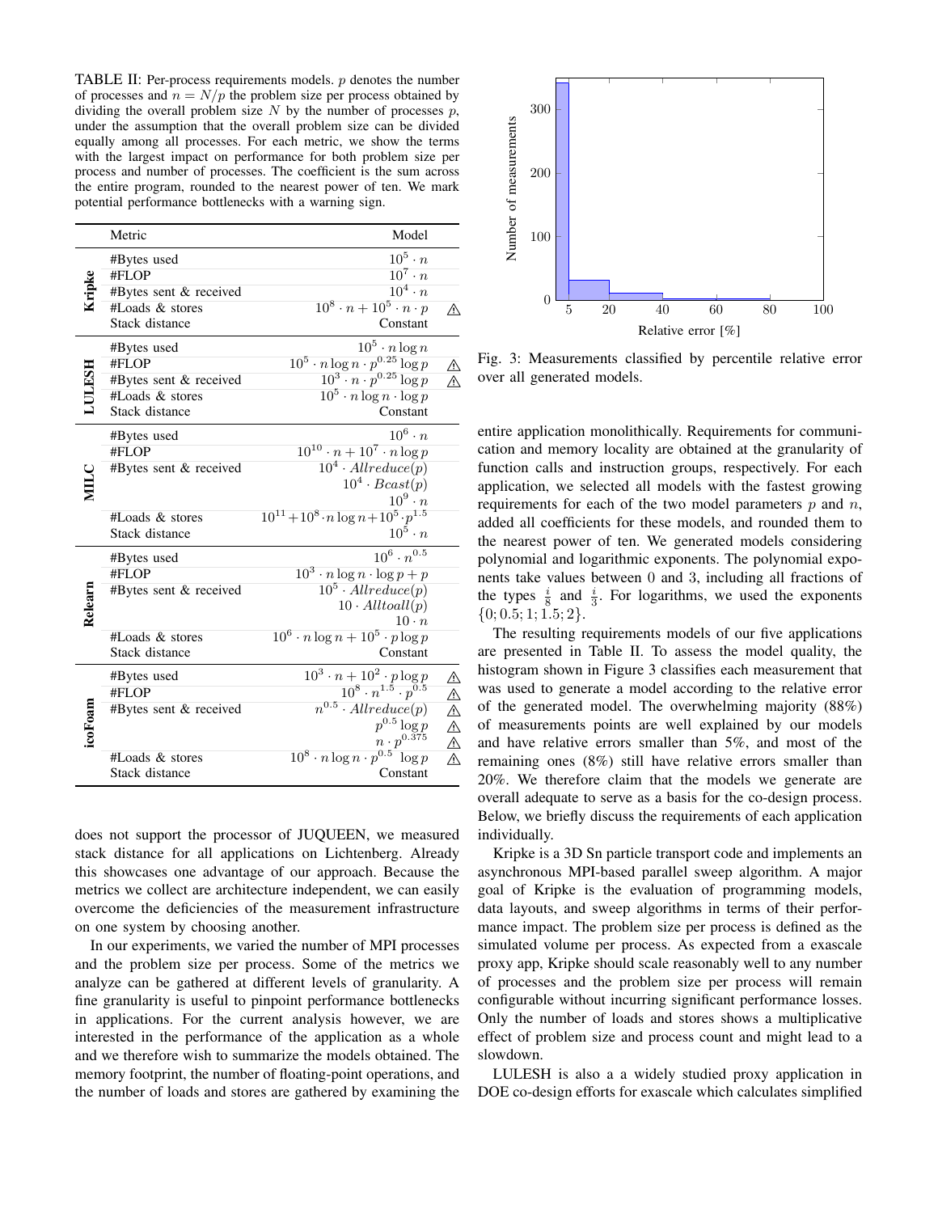TABLE II: Per-process requirements models. $p$ denotes the number of processes and $n = N/p$ the problem size per process obtained by dividing the overall problem size $N$ by the number of processes $p$, under the assumption that the overall problem size can be divided equally among all processes. For each metric, we show the terms with the largest impact on performance for both problem size per process and number of processes. The coefficient is the sum across the entire program, rounded to the nearest power of ten. We mark potential performance bottlenecks with a warning sign.

| | Metric | Model | |
|---|---|---|---|
| **Kripke** | #Bytes used | $10^5 \cdot n$ | |
| | #FLOP | $10^7 \cdot n$ | |
| | #Bytes sent & received | $10^4 \cdot n$ | |
| | #Loads & stores | $10^8 \cdot n + 10^5 \cdot n \cdot p$ | ⚠ |
| | Stack distance | Constant | |
| **LULESH** | #Bytes used | $10^5 \cdot n \log n$ | |
| | #FLOP | $10^5 \cdot n \log n \cdot p^{0.25} \log p$ | ⚠ |
| | #Bytes sent & received | $10^3 \cdot n \cdot p^{0.25} \log p$ | ⚠ |
| | #Loads & stores | $10^5 \cdot n \log n \cdot \log p$ | |
| | Stack distance | Constant | |
| **MILC** | #Bytes used | $10^6 \cdot n$ | |
| | #FLOP | $10^{10} \cdot n + 10^7 \cdot n \log p$ | |
| | #Bytes sent & received | $10^4 \cdot Allreduce(p)$ | |
| | | $10^4 \cdot Bcast(p)$ | |
| | | $10^9 \cdot n$ | |
| | #Loads & stores | $10^{11} + 10^8 \cdot n \log n + 10^5 \cdot p^{1.5}$ | |
| | Stack distance | $10^5 \cdot n$ | |
| **Relearn** | #Bytes used | $10^6 \cdot n^{0.5}$ | |
| | #FLOP | $10^3 \cdot n \log n \cdot \log p + p$ | |
| | #Bytes sent & received | $10^5 \cdot Allreduce(p)$ | |
| | | $10 \cdot Alltoall(p)$ | |
| | | $10 \cdot n$ | |
| | #Loads & stores | $10^6 \cdot n \log n + 10^5 \cdot p \log p$ | |
| | Stack distance | Constant | |
| **icoFoam** | #Bytes used | $10^3 \cdot n + 10^2 \cdot p \log p$ | ⚠ |
| | #FLOP | $10^8 \cdot n^{1.5} \cdot p^{0.5}$ | ⚠ |
| | #Bytes sent & received | $n^{0.5} \cdot Allreduce(p)$ | ⚠ |
| | | $p^{0.5} \log p$ | ⚠ |
| | | $n \cdot p^{0.375}$ | ⚠ |
| | #Loads & stores | $10^8 \cdot n \log n \cdot p^{0.5} \log p$ | ⚠ |
| | Stack distance | Constant | |

does not support the processor of JUQUEEN, we measured stack distance for all applications on Lichtenberg. Already this showcases one advantage of our approach. Because the metrics we collect are architecture independent, we can easily overcome the deficiencies of the measurement infrastructure on one system by choosing another.

In our experiments, we varied the number of MPI processes and the problem size per process. Some of the metrics we analyze can be gathered at different levels of granularity. A fine granularity is useful to pinpoint performance bottlenecks in applications. For the current analysis however, we are interested in the performance of the application as a whole and we therefore wish to summarize the models obtained. The memory footprint, the number of floating-point operations, and the number of loads and stores are gathered by examining the entire application monolithically. Requirements for communication and memory locality are obtained at the granularity of function calls and instruction groups, respectively. For each application, we selected all models with the fastest growing requirements for each of the two model parameters $p$ and $n$, added all coefficients for these models, and rounded them to the nearest power of ten. We generated models considering polynomial and logarithmic exponents. The polynomial exponents take values between 0 and 3, including all fractions of the types $\frac{i}{8}$ and $\frac{i}{3}$. For logarithms, we used the exponents $\{0; 0.5; 1; 1.5; 2\}$.

Fig. 3: Measurements classified by percentile relative error over all generated models.

The resulting requirements models of our five applications are presented in Table II. To assess the model quality, the histogram shown in Figure 3 classifies each measurement that was used to generate a model according to the relative error of the generated model. The overwhelming majority (88%) of measurements points are well explained by our models and have relative errors smaller than 5%, and most of the remaining ones (8%) still have relative errors smaller than 20%. We therefore claim that the models we generate are overall adequate to serve as a basis for the co-design process. Below, we briefly discuss the requirements of each application individually.

Kripke is a 3D Sn particle transport code and implements an asynchronous MPI-based parallel sweep algorithm. A major goal of Kripke is the evaluation of programming models, data layouts, and sweep algorithms in terms of their performance impact. The problem size per process is defined as the simulated volume per process. As expected from a exascale proxy app, Kripke should scale reasonably well to any number of processes and the problem size per process will remain configurable without incurring significant performance losses. Only the number of loads and stores shows a multiplicative effect of problem size and process count and might lead to a slowdown.

LULESH is also a a widely studied proxy application in DOE co-design efforts for exascale which calculates simplified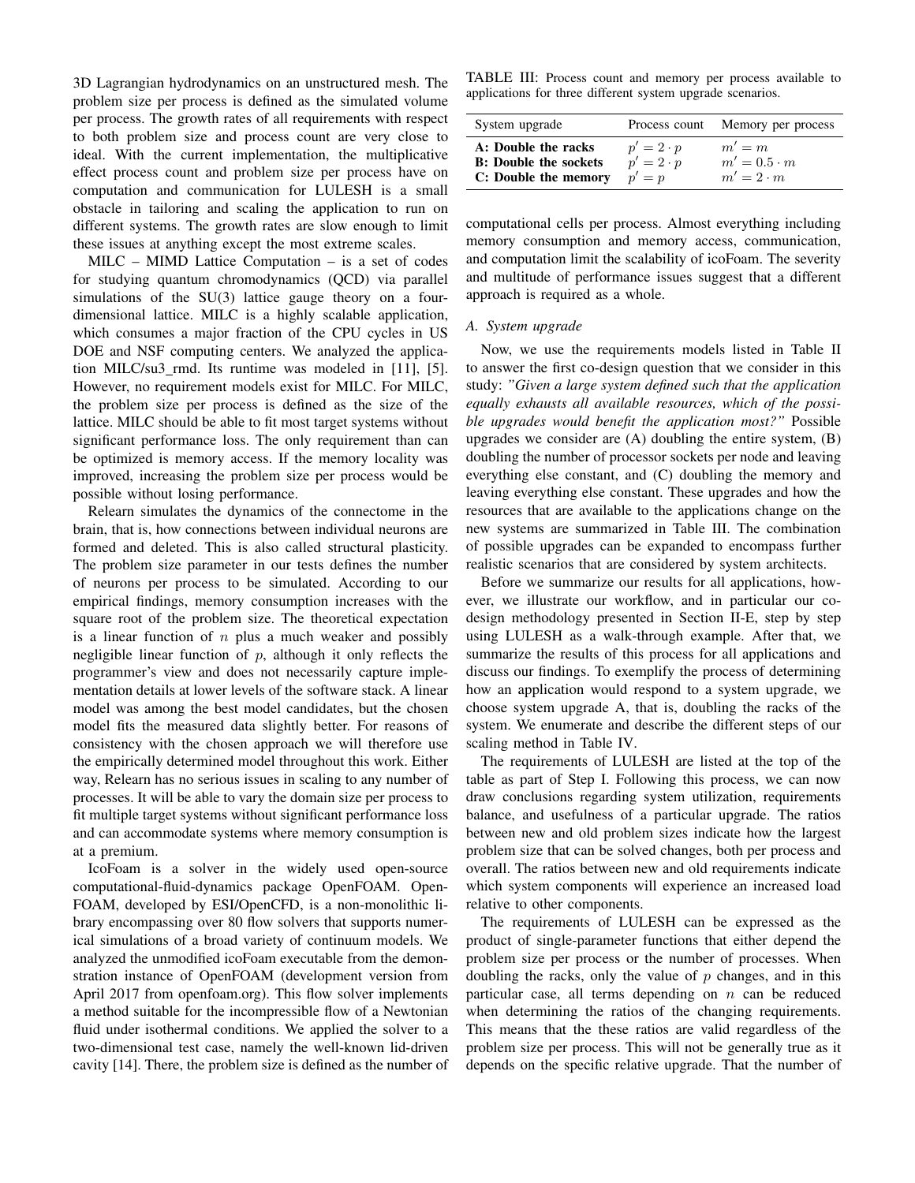3D Lagrangian hydrodynamics on an unstructured mesh. The problem size per process is defined as the simulated volume per process. The growth rates of all requirements with respect to both problem size and process count are very close to ideal. With the current implementation, the multiplicative effect process count and problem size per process have on computation and communication for LULESH is a small obstacle in tailoring and scaling the application to run on different systems. The growth rates are slow enough to limit these issues at anything except the most extreme scales.

MILC – MIMD Lattice Computation – is a set of codes for studying quantum chromodynamics (QCD) via parallel simulations of the SU(3) lattice gauge theory on a four-dimensional lattice. MILC is a highly scalable application, which consumes a major fraction of the CPU cycles in US DOE and NSF computing centers. We analyzed the application MILC/su3_rmd. Its runtime was modeled in [11], [5]. However, no requirement models exist for MILC. For MILC, the problem size per process is defined as the size of the lattice. MILC should be able to fit most target systems without significant performance loss. The only requirement than can be optimized is memory access. If the memory locality was improved, increasing the problem size per process would be possible without losing performance.

Relearn simulates the dynamics of the connectome in the brain, that is, how connections between individual neurons are formed and deleted. This is also called structural plasticity. The problem size parameter in our tests defines the number of neurons per process to be simulated. According to our empirical findings, memory consumption increases with the square root of the problem size. The theoretical expectation is a linear function of $n$ plus a much weaker and possibly negligible linear function of $p$, although it only reflects the programmer's view and does not necessarily capture implementation details at lower levels of the software stack. A linear model was among the best model candidates, but the chosen model fits the measured data slightly better. For reasons of consistency with the chosen approach we will therefore use the empirically determined model throughout this work. Either way, Relearn has no serious issues in scaling to any number of processes. It will be able to vary the domain size per process to fit multiple target systems without significant performance loss and can accommodate systems where memory consumption is at a premium.

IcoFoam is a solver in the widely used open-source computational-fluid-dynamics package OpenFOAM. OpenFOAM, developed by ESI/OpenCFD, is a non-monolithic library encompassing over 80 flow solvers that supports numerical simulations of a broad variety of continuum models. We analyzed the unmodified icoFoam executable from the demonstration instance of OpenFOAM (development version from April 2017 from openfoam.org). This flow solver implements a method suitable for the incompressible flow of a Newtonian fluid under isothermal conditions. We applied the solver to a two-dimensional test case, namely the well-known lid-driven cavity [14]. There, the problem size is defined as the number of computational cells per process. Almost everything including memory consumption and memory access, communication, and computation limit the scalability of icoFoam. The severity and multitude of performance issues suggest that a different approach is required as a whole.

TABLE III: Process count and memory per process available to applications for three different system upgrade scenarios.

| System upgrade | Process count | Memory per process |
|---|---|---|
| **A: Double the racks** | $p' = 2 \cdot p$ | $m' = m$ |
| **B: Double the sockets** | $p' = 2 \cdot p$ | $m' = 0.5 \cdot m$ |
| **C: Double the memory** | $p' = p$ | $m' = 2 \cdot m$ |

### A. System upgrade

Now, we use the requirements models listed in Table II to answer the first co-design question that we consider in this study: *"Given a large system defined such that the application equally exhausts all available resources, which of the possible upgrades would benefit the application most?"* Possible upgrades we consider are (A) doubling the entire system, (B) doubling the number of processor sockets per node and leaving everything else constant, and (C) doubling the memory and leaving everything else constant. These upgrades and how the resources that are available to the applications change on the new systems are summarized in Table III. The combination of possible upgrades can be expanded to encompass further realistic scenarios that are considered by system architects.

Before we summarize our results for all applications, however, we illustrate our workflow, and in particular our co-design methodology presented in Section II-E, step by step using LULESH as a walk-through example. After that, we summarize the results of this process for all applications and discuss our findings. To exemplify the process of determining how an application would respond to a system upgrade, we choose system upgrade A, that is, doubling the racks of the system. We enumerate and describe the different steps of our scaling method in Table IV.

The requirements of LULESH are listed at the top of the table as part of Step I. Following this process, we can now draw conclusions regarding system utilization, requirements balance, and usefulness of a particular upgrade. The ratios between new and old problem sizes indicate how the largest problem size that can be solved changes, both per process and overall. The ratios between new and old requirements indicate which system components will experience an increased load relative to other components.

The requirements of LULESH can be expressed as the product of single-parameter functions that either depend the problem size per process or the number of processes. When doubling the racks, only the value of $p$ changes, and in this particular case, all terms depending on $n$ can be reduced when determining the ratios of the changing requirements. This means that the these ratios are valid regardless of the problem size per process. This will not be generally true as it depends on the specific relative upgrade. That the number of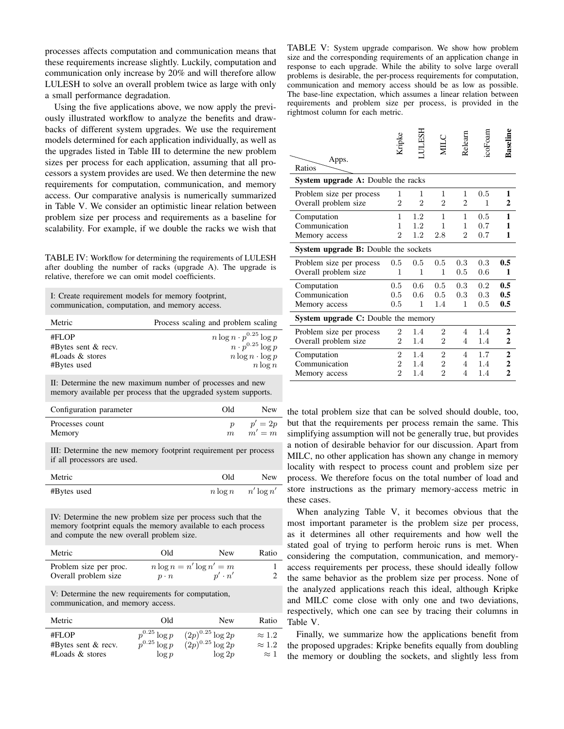processes affects computation and communication means that these requirements increase slightly. Luckily, computation and communication only increase by 20% and will therefore allow LULESH to solve an overall problem twice as large with only a small performance degradation.

Using the five applications above, we now apply the previously illustrated workflow to analyze the benefits and drawbacks of different system upgrades. We use the requirement models determined for each application individually, as well as the upgrades listed in Table III to determine the new problem sizes per process for each application, assuming that all processors a system provides are used. We then determine the new requirements for computation, communication, and memory access. Our comparative analysis is numerically summarized in Table V. We consider an optimistic linear relation between problem size per process and requirements as a baseline for scalability. For example, if we double the racks we wish that the total problem size that can be solved should double, too, but that the requirements per process remain the same. This simplifying assumption will not be generally true, but provides a notion of desirable behavior for our discussion. Apart from MILC, no other application has shown any change in memory locality with respect to process count and problem size per process. We therefore focus on the total number of load and store instructions as the primary memory-access metric in these cases.

TABLE IV: Workflow for determining the requirements of LULESH after doubling the number of racks (upgrade A). The upgrade is relative, therefore we can omit model coefficients.

I: Create requirement models for memory footprint, communication, computation, and memory access.

| Metric | Process scaling and problem scaling |
|---|---|
| #FLOP | $n \log n \cdot p^{0.25} \log p$ |
| #Bytes sent & recv. | $n \cdot p^{0.25} \log p$ |
| #Loads & stores | $n \log n \cdot \log p$ |
| #Bytes used | $n \log n$ |

II: Determine the new maximum number of processes and new memory available per process that the upgraded system supports.

| Configuration parameter | Old | New |
|---|---|---|
| Processes count | $p$ | $p' = 2p$ |
| Memory | $m$ | $m' = m$ |

III: Determine the new memory footprint requirement per process if all processors are used.

| Metric | Old | New |
|---|---|---|
| #Bytes used | $n \log n$ | $n' \log n'$ |

IV: Determine the new problem size per process such that the memory footprint equals the memory available to each process and compute the new overall problem size.

| Metric | Old | New | Ratio |
|---|---|---|---|
| Problem size per proc. | $n \log n =$ | $n' \log n' = m$ | 1 |
| Overall problem size | $p \cdot n$ | $p' \cdot n'$ | 2 |

V: Determine the new requirements for computation, communication, and memory access.

| Metric | Old | New | Ratio |
|---|---|---|---|
| #FLOP | $p^{0.25} \log p$ | $(2p)^{0.25} \log 2p$ | $\approx 1.2$ |
| #Bytes sent & recv. | $p^{0.25} \log p$ | $(2p)^{0.25} \log 2p$ | $\approx 1.2$ |
| #Loads & stores | $\log p$ | $\log 2p$ | $\approx 1$ |

TABLE V: System upgrade comparison. We show how problem size and the corresponding requirements of an application change in response to each upgrade. While the ability to solve large overall problems is desirable, the per-process requirements for computation, communication and memory access should be as low as possible. The base-line expectation, which assumes a linear relation between requirements and problem size per process, is provided in the rightmost column for each metric.

| Ratios \ Apps. | Kripke | LULESH | MILC | Relearn | icoFoam | **Baseline** |
|---|---|---|---|---|---|---|
| **System upgrade A:** Double the racks | | | | | | |
| Problem size per process | 1 | 1 | 1 | 1 | 0.5 | **1** |
| Overall problem size | 2 | 2 | 2 | 2 | 1 | **2** |
| Computation | 1 | 1.2 | 1 | 1 | 0.5 | **1** |
| Communication | 1 | 1.2 | 1 | 1 | 0.7 | **1** |
| Memory access | 2 | 1.2 | 2.8 | 2 | 0.7 | **1** |
| **System upgrade B:** Double the sockets | | | | | | |
| Problem size per process | 0.5 | 0.5 | 0.5 | 0.3 | 0.3 | **0.5** |
| Overall problem size | 1 | 1 | 1 | 0.5 | 0.6 | **1** |
| Computation | 0.5 | 0.6 | 0.5 | 0.3 | 0.2 | **0.5** |
| Communication | 0.5 | 0.6 | 0.5 | 0.3 | 0.3 | **0.5** |
| Memory access | 0.5 | 1 | 1.4 | 1 | 0.5 | **0.5** |
| **System upgrade C:** Double the memory | | | | | | |
| Problem size per process | 2 | 1.4 | 2 | 4 | 1.4 | **2** |
| Overall problem size | 2 | 1.4 | 2 | 4 | 1.4 | **2** |
| Computation | 2 | 1.4 | 2 | 4 | 1.7 | **2** |
| Communication | 2 | 1.4 | 2 | 4 | 1.4 | **2** |
| Memory access | 2 | 1.4 | 2 | 4 | 1.4 | **2** |

When analyzing Table V, it becomes obvious that the most important parameter is the problem size per process, as it determines all other requirements and how well the stated goal of trying to perform heroic runs is met. When considering the computation, communication, and memory-access requirements per process, these should ideally follow the same behavior as the problem size per process. None of the analyzed applications reach this ideal, although Kripke and MILC come close with only one and two deviations, respectively, which one can see by tracing their columns in Table V.

Finally, we summarize how the applications benefit from the proposed upgrades: Kripke benefits equally from doubling the memory or doubling the sockets, and slightly less from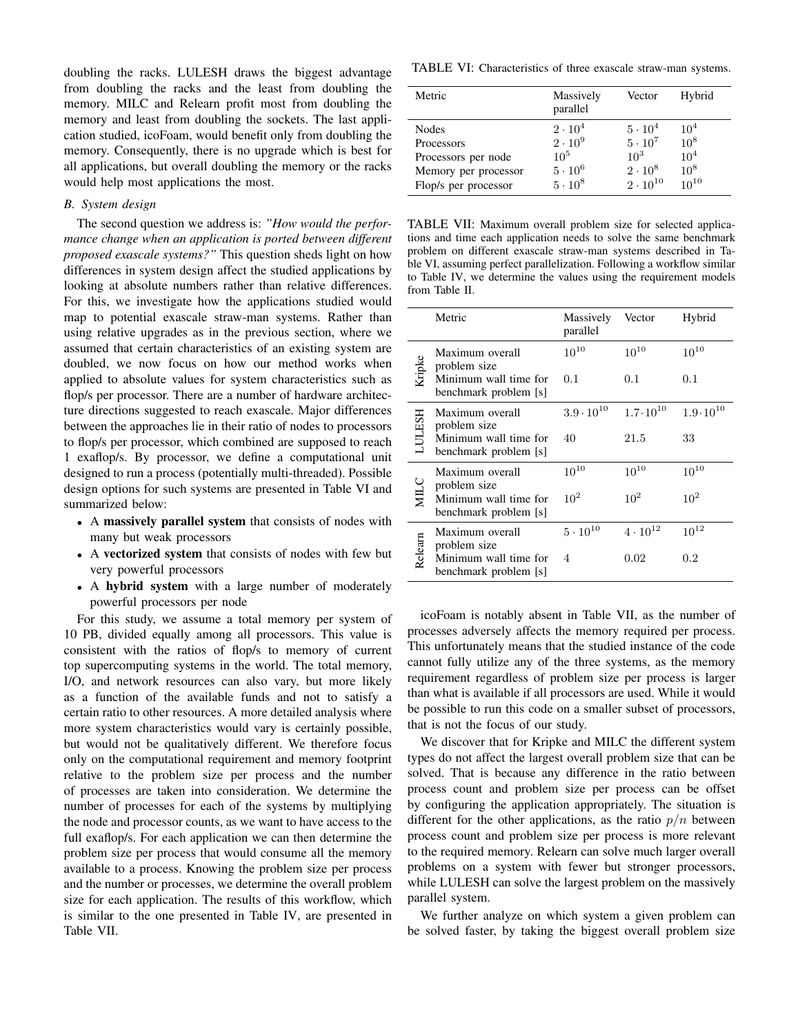doubling the racks. LULESH draws the biggest advantage from doubling the racks and the least from doubling the memory. MILC and Relearn profit most from doubling the memory and least from doubling the sockets. The last application studied, icoFoam, would benefit only from doubling the memory. Consequently, there is no upgrade which is best for all applications, but overall doubling the memory or the racks would help most applications the most.

### B. System design

The second question we address is: *"How would the performance change when an application is ported between different proposed exascale systems?"* This question sheds light on how differences in system design affect the studied applications by looking at absolute numbers rather than relative differences. For this, we investigate how the applications studied would map to potential exascale straw-man systems. Rather than using relative upgrades as in the previous section, where we assumed that certain characteristics of an existing system are doubled, we now focus on how our method works when applied to absolute values for system characteristics such as flop/s per processor. There are a number of hardware architecture directions suggested to reach exascale. Major differences between the approaches lie in their ratio of nodes to processors to flop/s per processor, which combined are supposed to reach 1 exaflop/s. By processor, we define a computational unit designed to run a process (potentially multi-threaded). Possible design options for such systems are presented in Table VI and summarized below:

- A **massively parallel system** that consists of nodes with many but weak processors
- A **vectorized system** that consists of nodes with few but very powerful processors
- A **hybrid system** with a large number of moderately powerful processors per node

For this study, we assume a total memory per system of 10 PB, divided equally among all processors. This value is consistent with the ratios of flop/s to memory of current top supercomputing systems in the world. The total memory, I/O, and network resources can also vary, but more likely as a function of the available funds and not to satisfy a certain ratio to other resources. A more detailed analysis where more system characteristics would vary is certainly possible, but would not be qualitatively different. We therefore focus only on the computational requirement and memory footprint relative to the problem size per process and the number of processes are taken into consideration. We determine the number of processes for each of the systems by multiplying the node and processor counts, as we want to have access to the full exaflop/s. For each application we can then determine the problem size per process that would consume all the memory available to a process. Knowing the problem size per process and the number or processes, we determine the overall problem size for each application. The results of this workflow, which is similar to the one presented in Table IV, are presented in Table VII.

TABLE VI: Characteristics of three exascale straw-man systems.

| Metric | Massively parallel | Vector | Hybrid |
|---|---|---|---|
| Nodes | $2 \cdot 10^4$ | $5 \cdot 10^4$ | $10^4$ |
| Processors | $2 \cdot 10^9$ | $5 \cdot 10^7$ | $10^8$ |
| Processors per node | $10^5$ | $10^3$ | $10^4$ |
| Memory per processor | $5 \cdot 10^6$ | $2 \cdot 10^8$ | $10^8$ |
| Flop/s per processor | $5 \cdot 10^8$ | $2 \cdot 10^{10}$ | $10^{10}$ |

TABLE VII: Maximum overall problem size for selected applications and time each application needs to solve the same benchmark problem on different exascale straw-man systems described in Table VI, assuming perfect parallelization. Following a workflow similar to Table IV, we determine the values using the requirement models from Table II.

| | Metric | Massively parallel | Vector | Hybrid |
|---|---|---|---|---|
| Kripke | Maximum overall problem size | $10^{10}$ | $10^{10}$ | $10^{10}$ |
| | Minimum wall time for benchmark problem [s] | 0.1 | 0.1 | 0.1 |
| LULESH | Maximum overall problem size | $3.9 \cdot 10^{10}$ | $1.7 \cdot 10^{10}$ | $1.9 \cdot 10^{10}$ |
| | Minimum wall time for benchmark problem [s] | 40 | 21.5 | 33 |
| MILC | Maximum overall problem size | $10^{10}$ | $10^{10}$ | $10^{10}$ |
| | Minimum wall time for benchmark problem [s] | $10^2$ | $10^2$ | $10^2$ |
| Relearn | Maximum overall problem size | $5 \cdot 10^{10}$ | $4 \cdot 10^{12}$ | $10^{12}$ |
| | Minimum wall time for benchmark problem [s] | 4 | 0.02 | 0.2 |

icoFoam is notably absent in Table VII, as the number of processes adversely affects the memory required per process. This unfortunately means that the studied instance of the code cannot fully utilize any of the three systems, as the memory requirement regardless of problem size per process is larger than what is available if all processors are used. While it would be possible to run this code on a smaller subset of processors, that is not the focus of our study.

We discover that for Kripke and MILC the different system types do not affect the largest overall problem size that can be solved. That is because any difference in the ratio between process count and problem size per process can be offset by configuring the application appropriately. The situation is different for the other applications, as the ratio $p/n$ between process count and problem size per process is more relevant to the required memory. Relearn can solve much larger overall problems on a system with fewer but stronger processors, while LULESH can solve the largest problem on the massively parallel system.

We further analyze on which system a given problem can be solved faster, by taking the biggest overall problem size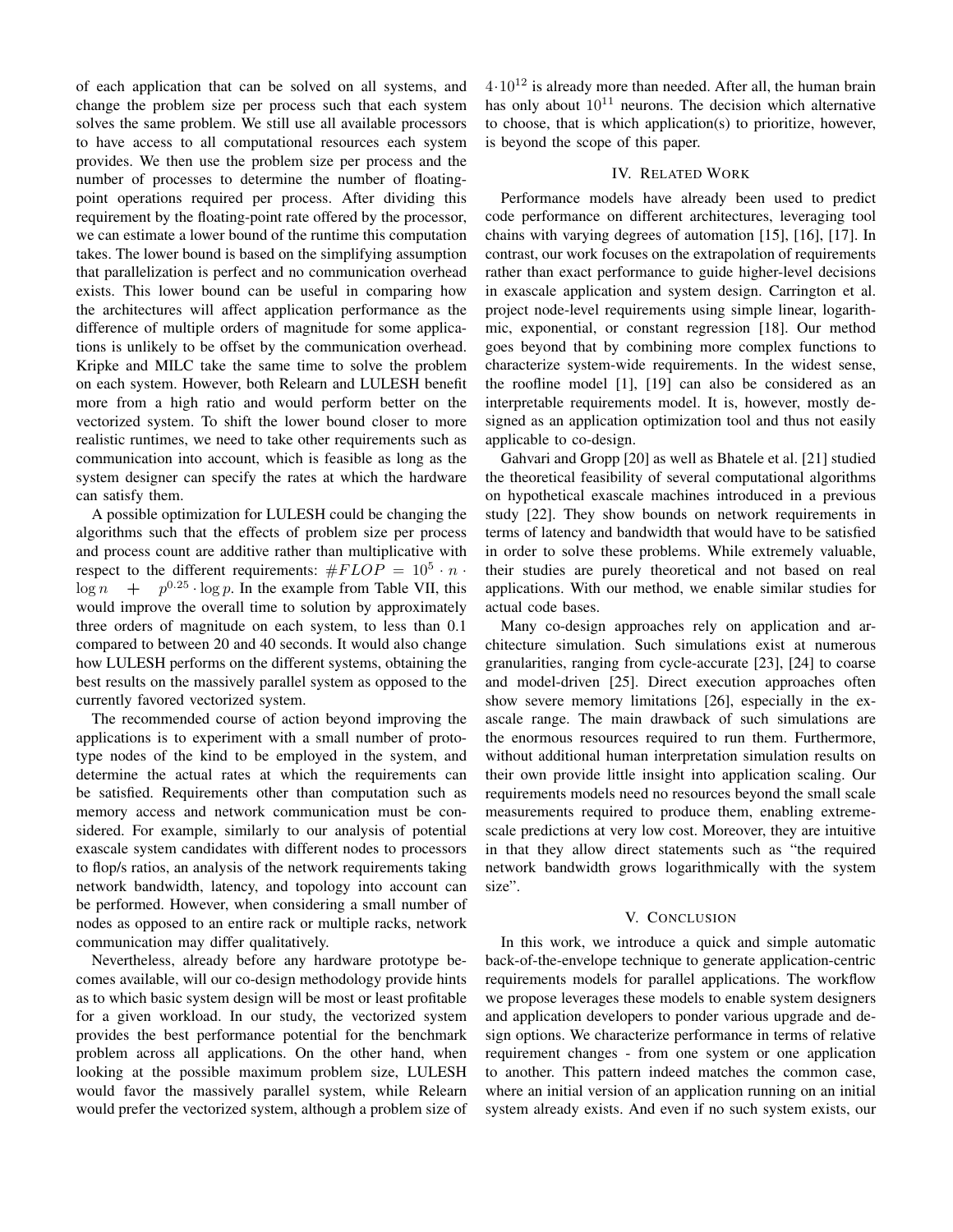of each application that can be solved on all systems, and change the problem size per process such that each system solves the same problem. We still use all available processors to have access to all computational resources each system provides. We then use the problem size per process and the number of processes to determine the number of floating-point operations required per process. After dividing this requirement by the floating-point rate offered by the processor, we can estimate a lower bound of the runtime this computation takes. The lower bound is based on the simplifying assumption that parallelization is perfect and no communication overhead exists. This lower bound can be useful in comparing how the architectures will affect application performance as the difference of multiple orders of magnitude for some applications is unlikely to be offset by the communication overhead. Kripke and MILC take the same time to solve the problem on each system. However, both Relearn and LULESH benefit more from a high ratio and would perform better on the vectorized system. To shift the lower bound closer to more realistic runtimes, we need to take other requirements such as communication into account, which is feasible as long as the system designer can specify the rates at which the hardware can satisfy them.

A possible optimization for LULESH could be changing the algorithms such that the effects of problem size per process and process count are additive rather than multiplicative with respect to the different requirements: $\#FLOP = 10^5 \cdot n \cdot \log n \quad + \quad p^{0.25} \cdot \log p$. In the example from Table VII, this would improve the overall time to solution by approximately three orders of magnitude on each system, to less than 0.1 compared to between 20 and 40 seconds. It would also change how LULESH performs on the different systems, obtaining the best results on the massively parallel system as opposed to the currently favored vectorized system.

The recommended course of action beyond improving the applications is to experiment with a small number of prototype nodes of the kind to be employed in the system, and determine the actual rates at which the requirements can be satisfied. Requirements other than computation such as memory access and network communication must be considered. For example, similarly to our analysis of potential exascale system candidates with different nodes to processors to flop/s ratios, an analysis of the network requirements taking network bandwidth, latency, and topology into account can be performed. However, when considering a small number of nodes as opposed to an entire rack or multiple racks, network communication may differ qualitatively.

Nevertheless, already before any hardware prototype becomes available, will our co-design methodology provide hints as to which basic system design will be most or least profitable for a given workload. In our study, the vectorized system provides the best performance potential for the benchmark problem across all applications. On the other hand, when looking at the possible maximum problem size, LULESH would favor the massively parallel system, while Relearn would prefer the vectorized system, although a problem size of $4 \cdot 10^{12}$ is already more than needed. After all, the human brain has only about $10^{11}$ neurons. The decision which alternative to choose, that is which application(s) to prioritize, however, is beyond the scope of this paper.

## IV. Related Work

Performance models have already been used to predict code performance on different architectures, leveraging tool chains with varying degrees of automation [15], [16], [17]. In contrast, our work focuses on the extrapolation of requirements rather than exact performance to guide higher-level decisions in exascale application and system design. Carrington et al. project node-level requirements using simple linear, logarithmic, exponential, or constant regression [18]. Our method goes beyond that by combining more complex functions to characterize system-wide requirements. In the widest sense, the roofline model [1], [19] can also be considered as an interpretable requirements model. It is, however, mostly designed as an application optimization tool and thus not easily applicable to co-design.

Gahvari and Gropp [20] as well as Bhatele et al. [21] studied the theoretical feasibility of several computational algorithms on hypothetical exascale machines introduced in a previous study [22]. They show bounds on network requirements in terms of latency and bandwidth that would have to be satisfied in order to solve these problems. While extremely valuable, their studies are purely theoretical and not based on real applications. With our method, we enable similar studies for actual code bases.

Many co-design approaches rely on application and architecture simulation. Such simulations exist at numerous granularities, ranging from cycle-accurate [23], [24] to coarse and model-driven [25]. Direct execution approaches often show severe memory limitations [26], especially in the exascale range. The main drawback of such simulations are the enormous resources required to run them. Furthermore, without additional human interpretation simulation results on their own provide little insight into application scaling. Our requirements models need no resources beyond the small scale measurements required to produce them, enabling extreme-scale predictions at very low cost. Moreover, they are intuitive in that they allow direct statements such as "the required network bandwidth grows logarithmically with the system size".

## V. Conclusion

In this work, we introduce a quick and simple automatic back-of-the-envelope technique to generate application-centric requirements models for parallel applications. The workflow we propose leverages these models to enable system designers and application developers to ponder various upgrade and design options. We characterize performance in terms of relative requirement changes - from one system or one application to another. This pattern indeed matches the common case, where an initial version of an application running on an initial system already exists. And even if no such system exists, our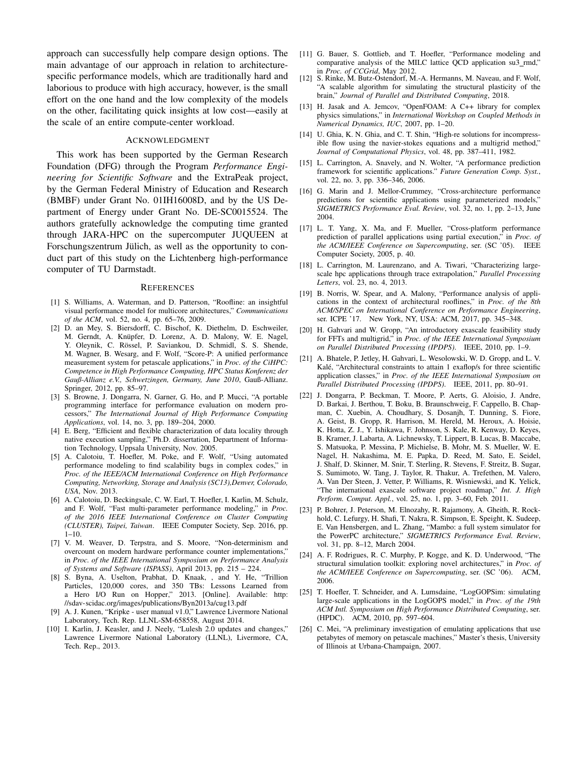approach can successfully help compare design options. The main advantage of our approach in relation to architecture-specific performance models, which are traditionally hard and laborious to produce with high accuracy, however, is the small effort on the one hand and the low complexity of the models on the other, facilitating quick insights at low cost—easily at the scale of an entire compute-center workload.

## Acknowledgment

This work has been supported by the German Research Foundation (DFG) through the Program *Performance Engineering for Scientific Software* and the ExtraPeak project, by the German Federal Ministry of Education and Research (BMBF) under Grant No. 01IH16008D, and by the US Department of Energy under Grant No. DE-SC0015524. The authors gratefully acknowledge the computing time granted through JARA-HPC on the supercomputer JUQUEEN at Forschungszentrum Jülich, as well as the opportunity to conduct part of this study on the Lichtenberg high-performance computer of TU Darmstadt.

## References

[1] S. Williams, A. Waterman, and D. Patterson, "Roofline: an insightful visual performance model for multicore architectures," *Communications of the ACM*, vol. 52, no. 4, pp. 65–76, 2009.

[2] D. an Mey, S. Biersdorff, C. Bischof, K. Diethelm, D. Eschweiler, M. Gerndt, A. Knüpfer, D. Lorenz, A. D. Malony, W. E. Nagel, Y. Oleynik, C. Rössel, P. Saviankou, D. Schmidl, S. S. Shende, M. Wagner, B. Wesarg, and F. Wolf, "Score-P: A unified performance measurement system for petascale applications," in *Proc. of the CiHPC: Competence in High Performance Computing, HPC Status Konferenz der Gauß-Allianz e.V., Schwetzingen, Germany, June 2010*, Gauß-Allianz. Springer, 2012, pp. 85–97.

[3] S. Browne, J. Dongarra, N. Garner, G. Ho, and P. Mucci, "A portable programming interface for performance evaluation on modern processors," *The International Journal of High Performance Computing Applications*, vol. 14, no. 3, pp. 189–204, 2000.

[4] E. Berg, "Efficient and flexible characterization of data locality through native execution sampling," Ph.D. dissertation, Department of Information Technology, Uppsala University, Nov. 2005.

[5] A. Calotoiu, T. Hoefler, M. Poke, and F. Wolf, "Using automated performance modeling to find scalability bugs in complex codes," in *Proc. of the IEEE/ACM International Conference on High Performance Computing, Networking, Storage and Analysis (SC13),Denver, Colorado, USA*, Nov. 2013.

[6] A. Calotoiu, D. Beckingsale, C. W. Earl, T. Hoefler, I. Karlin, M. Schulz, and F. Wolf, "Fast multi-parameter performance modeling," in *Proc. of the 2016 IEEE International Conference on Cluster Computing (CLUSTER), Taipei, Taiwan*. IEEE Computer Society, Sep. 2016, pp. 1–10.

[7] V. M. Weaver, D. Terpstra, and S. Moore, "Non-determinism and overcount on modern hardware performance counter implementations," in *Proc. of the IEEE International Symposium on Performance Analysis of Systems and Software (ISPASS)*, April 2013, pp. 215 – 224.

[8] S. Byna, A. Uselton, Prabhat, D. Knaak, , and Y. He, "Trillion Particles, 120,000 cores, and 350 TBs: Lessons Learned from a Hero I/O Run on Hopper," 2013. [Online]. Available: http://sdav-scidac.org/images/publications/Byn2013a/cug13.pdf

[9] A. J. Kunen, "Kripke - user manual v1.0," Lawrence Livermore National Laboratory, Tech. Rep. LLNL-SM-658558, August 2014.

[10] I. Karlin, J. Keasler, and J. Neely, "Lulesh 2.0 updates and changes," Lawrence Livermore National Laboratory (LLNL), Livermore, CA, Tech. Rep., 2013.

[11] G. Bauer, S. Gottlieb, and T. Hoefler, "Performance modeling and comparative analysis of the MILC lattice QCD application su3_rmd," in *Proc. of CCGrid*, May 2012.

[12] S. Rinke, M. Butz-Ostendorf, M.-A. Hermanns, M. Naveau, and F. Wolf, "A scalable algorithm for simulating the structural plasticity of the brain," *Journal of Parallel and Distributed Computing*, 2018.

[13] H. Jasak and A. Jemcov, "OpenFOAM: A C++ library for complex physics simulations," in *International Workshop on Coupled Methods in Numerical Dynamics, IUC*, 2007, pp. 1–20.

[14] U. Ghia, K. N. Ghia, and C. T. Shin, "High-re solutions for incompressible flow using the navier-stokes equations and a multigrid method," *Journal of Computational Physics*, vol. 48, pp. 387–411, 1982.

[15] L. Carrington, A. Snavely, and N. Wolter, "A performance prediction framework for scientific applications." *Future Generation Comp. Syst.*, vol. 22, no. 3, pp. 336–346, 2006.

[16] G. Marin and J. Mellor-Crummey, "Cross-architecture performance predictions for scientific applications using parameterized models," *SIGMETRICS Performance Eval. Review*, vol. 32, no. 1, pp. 2–13, June 2004.

[17] L. T. Yang, X. Ma, and F. Mueller, "Cross-platform performance prediction of parallel applications using partial execution," in *Proc. of the ACM/IEEE Conference on Supercomputing*, ser. (SC '05). IEEE Computer Society, 2005, p. 40.

[18] L. Carrington, M. Laurenzano, and A. Tiwari, "Characterizing large-scale hpc applications through trace extrapolation," *Parallel Processing Letters*, vol. 23, no. 4, 2013.

[19] B. Norris, W. Spear, and A. Malony, "Performance analysis of applications in the context of architectural rooflines," in *Proc. of the 8th ACM/SPEC on International Conference on Performance Engineering*, ser. ICPE '17. New York, NY, USA: ACM, 2017, pp. 345–348.

[20] H. Gahvari and W. Gropp, "An introductory exascale feasibility study for FFTs and multigrid," in *Proc. of the IEEE International Symposium on Parallel Distributed Processing (IPDPS)*. IEEE, 2010, pp. 1–9.

[21] A. Bhatele, P. Jetley, H. Gahvari, L. Wesolowski, W. D. Gropp, and L. V. Kalé, "Architectural constraints to attain 1 exaflop/s for three scientific application classes," in *Proc. of the IEEE International Symposium on Parallel Distributed Processing (IPDPS)*. IEEE, 2011, pp. 80–91.

[22] J. Dongarra, P. Beckman, T. Moore, P. Aerts, G. Aloisio, J. Andre, D. Barkai, J. Berthou, T. Boku, B. Braunschweig, F. Cappello, B. Chapman, C. Xuebin, A. Choudhary, S. Dosanjh, T. Dunning, S. Fiore, A. Geist, B. Gropp, R. Harrison, M. Hereld, M. Heroux, A. Hoisie, K. Hotta, Z. J., Y. Ishikawa, F. Johnson, S. Kale, R. Kenway, D. Keyes, B. Kramer, J. Labarta, A. Lichnewsky, T. Lippert, B. Lucas, B. Maccabe, S. Matsuoka, P. Messina, P. Michielse, B. Mohr, M. S. Mueller, W. E. Nagel, H. Nakashima, M. E. Papka, D. Reed, M. Sato, E. Seidel, J. Shalf, D. Skinner, M. Snir, T. Sterling, R. Stevens, F. Streitz, B. Sugar, S. Sumimoto, W. Tang, J. Taylor, R. Thakur, A. Trefethen, M. Valero, A. Van Der Steen, J. Vetter, P. Williams, R. Wisniewski, and K. Yelick, "The international exascale software project roadmap," *Int. J. High Perform. Comput. Appl.*, vol. 25, no. 1, pp. 3–60, Feb. 2011.

[23] P. Bohrer, J. Peterson, M. Elnozahy, R. Rajamony, A. Gheith, R. Rockhold, C. Lefurgy, H. Shafi, T. Nakra, R. Simpson, E. Speight, K. Sudeep, E. Van Hensbergen, and L. Zhang, "Mambo: a full system simulator for the PowerPC architecture," *SIGMETRICS Performance Eval. Review*, vol. 31, pp. 8–12, March 2004.

[24] A. F. Rodrigues, R. C. Murphy, P. Kogge, and K. D. Underwood, "The structural simulation toolkit: exploring novel architectures," in *Proc. of the ACM/IEEE Conference on Supercomputing*, ser. (SC '06). ACM, 2006.

[25] T. Hoefler, T. Schneider, and A. Lumsdaine, "LogGOPSim: simulating large-scale applications in the LogGOPS model," in *Proc. of the 19th ACM Intl. Symposium on High Performance Distributed Computing*, ser. (HPDC). ACM, 2010, pp. 597–604.

[26] C. Mei, "A preliminary investigation of emulating applications that use petabytes of memory on petascale machines," Master's thesis, University of Illinois at Urbana-Champaign, 2007.